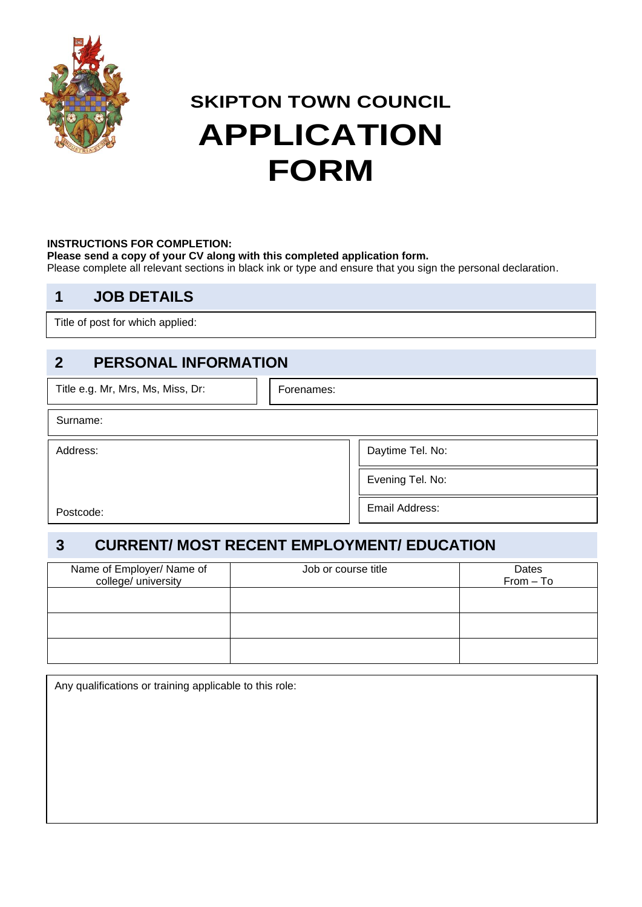# SKIPTON TOWN COUNCIL

# APPLICATION FORM

**INSTRUCTIONS FOR COMPLETION:**
**Please send a copy of your CV along with this completed application form.**
Please complete all relevant sections in black ink or type and ensure that you sign the personal declaration.

## 1 JOB DETAILS

Title of post for which applied:

## 2 PERSONAL INFORMATION

| Title e.g. Mr, Mrs, Ms, Miss, Dr: | Forenames: |
|---|---|

Surname:

| Address: | Daytime Tel. No: |
|---|---|
| | Evening Tel. No: |
| Postcode: | Email Address: |

## 3 CURRENT/ MOST RECENT EMPLOYMENT/ EDUCATION

| Name of Employer/ Name of college/ university | Job or course title | Dates From – To |
|---|---|---|
| | | |
| | | |
| | | |

Any qualifications or training applicable to this role: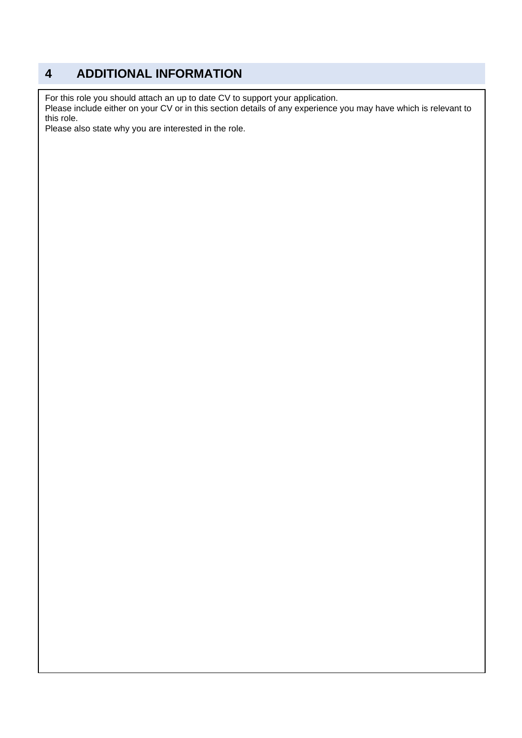## 4 ADDITIONAL INFORMATION

For this role you should attach an up to date CV to support your application.
Please include either on your CV or in this section details of any experience you may have which is relevant to this role.
Please also state why you are interested in the role.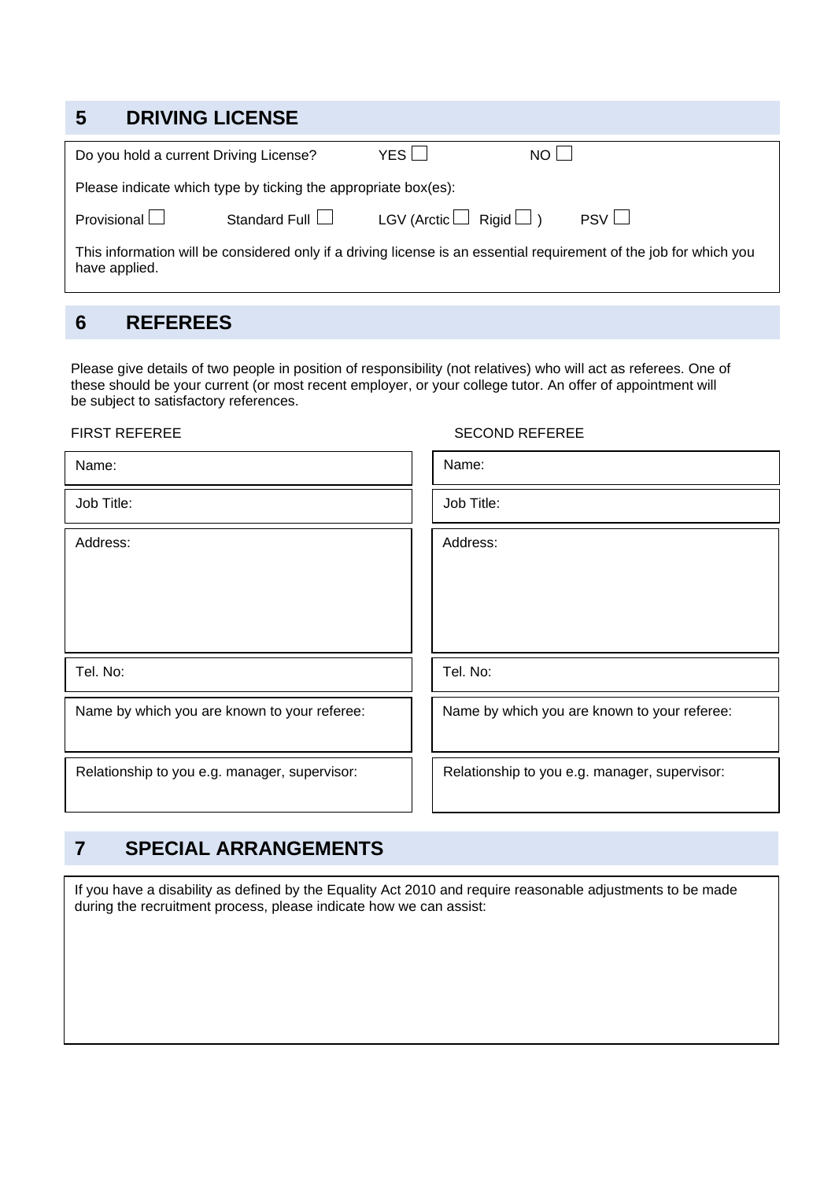## 5 DRIVING LICENSE

Do you hold a current Driving License? YES ☐ NO ☐

Please indicate which type by ticking the appropriate box(es):

Provisional ☐ Standard Full ☐ LGV (Arctic ☐ Rigid ☐ ) PSV ☐

This information will be considered only if a driving license is an essential requirement of the job for which you have applied.

## 6 REFEREES

Please give details of two people in position of responsibility (not relatives) who will act as referees. One of these should be your current (or most recent employer, or your college tutor. An offer of appointment will be subject to satisfactory references.

| FIRST REFEREE | SECOND REFEREE |
| --- | --- |
| Name: | Name: |
| Job Title: | Job Title: |
| Address: | Address: |
| Tel. No: | Tel. No: |
| Name by which you are known to your referee: | Name by which you are known to your referee: |
| Relationship to you e.g. manager, supervisor: | Relationship to you e.g. manager, supervisor: |

## 7 SPECIAL ARRANGEMENTS

If you have a disability as defined by the Equality Act 2010 and require reasonable adjustments to be made during the recruitment process, please indicate how we can assist: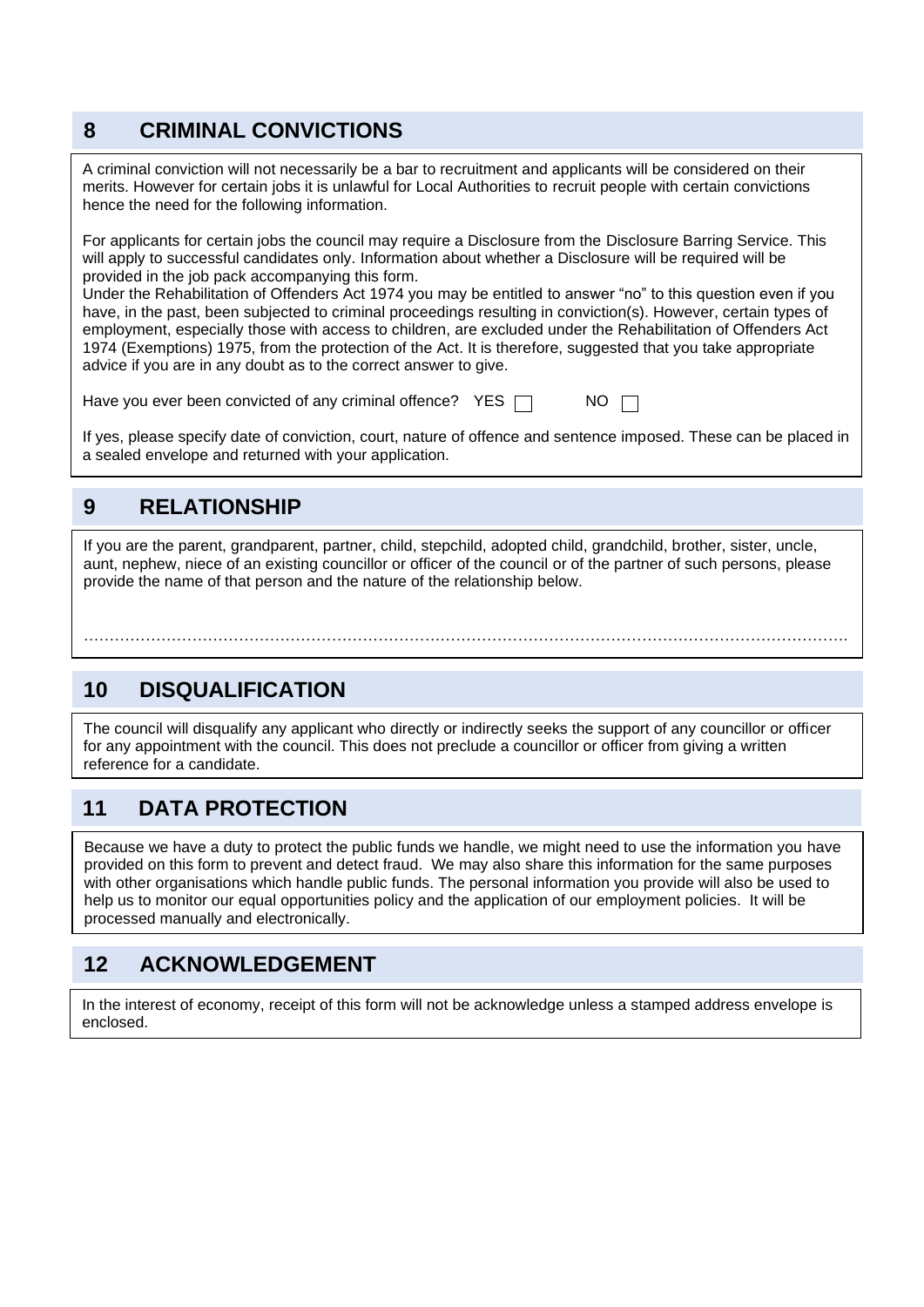## 8 CRIMINAL CONVICTIONS

A criminal conviction will not necessarily be a bar to recruitment and applicants will be considered on their merits. However for certain jobs it is unlawful for Local Authorities to recruit people with certain convictions hence the need for the following information.

For applicants for certain jobs the council may require a Disclosure from the Disclosure Barring Service. This will apply to successful candidates only. Information about whether a Disclosure will be required will be provided in the job pack accompanying this form.

Under the Rehabilitation of Offenders Act 1974 you may be entitled to answer "no" to this question even if you have, in the past, been subjected to criminal proceedings resulting in conviction(s). However, certain types of employment, especially those with access to children, are excluded under the Rehabilitation of Offenders Act 1974 (Exemptions) 1975, from the protection of the Act. It is therefore, suggested that you take appropriate advice if you are in any doubt as to the correct answer to give.

Have you ever been convicted of any criminal offence? YES ☐ NO ☐

If yes, please specify date of conviction, court, nature of offence and sentence imposed. These can be placed in a sealed envelope and returned with your application.

## 9 RELATIONSHIP

If you are the parent, grandparent, partner, child, stepchild, adopted child, grandchild, brother, sister, uncle, aunt, nephew, niece of an existing councillor or officer of the council or of the partner of such persons, please provide the name of that person and the nature of the relationship below.

………………………………………………………………………………………………………………………….

## 10 DISQUALIFICATION

The council will disqualify any applicant who directly or indirectly seeks the support of any councillor or officer for any appointment with the council. This does not preclude a councillor or officer from giving a written reference for a candidate.

## 11 DATA PROTECTION

Because we have a duty to protect the public funds we handle, we might need to use the information you have provided on this form to prevent and detect fraud. We may also share this information for the same purposes with other organisations which handle public funds. The personal information you provide will also be used to help us to monitor our equal opportunities policy and the application of our employment policies. It will be processed manually and electronically.

## 12 ACKNOWLEDGEMENT

In the interest of economy, receipt of this form will not be acknowledge unless a stamped address envelope is enclosed.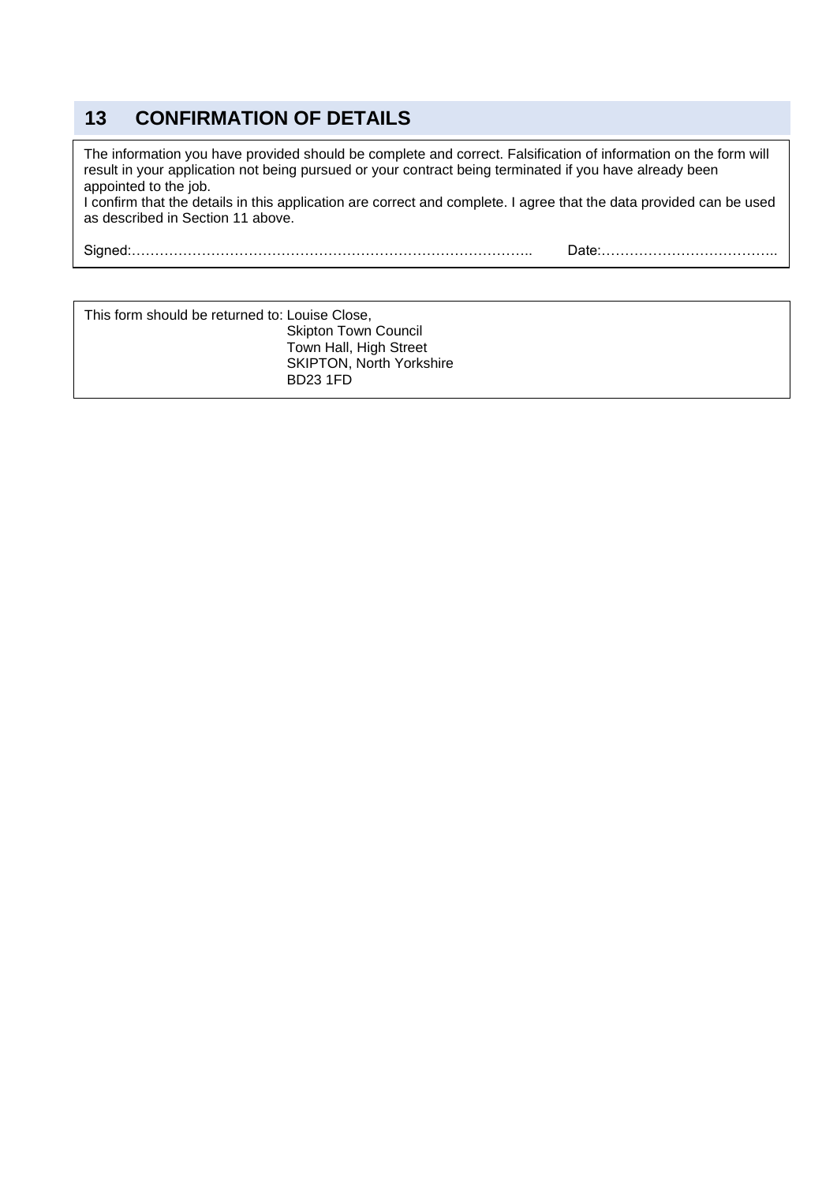## 13 CONFIRMATION OF DETAILS

The information you have provided should be complete and correct. Falsification of information on the form will result in your application not being pursued or your contract being terminated if you have already been appointed to the job.
I confirm that the details in this application are correct and complete. I agree that the data provided can be used as described in Section 11 above.

Signed:……………………………………………………………………………..    Date:………………………………..

This form should be returned to: Louise Close,
Skipton Town Council
Town Hall, High Street
SKIPTON, North Yorkshire
BD23 1FD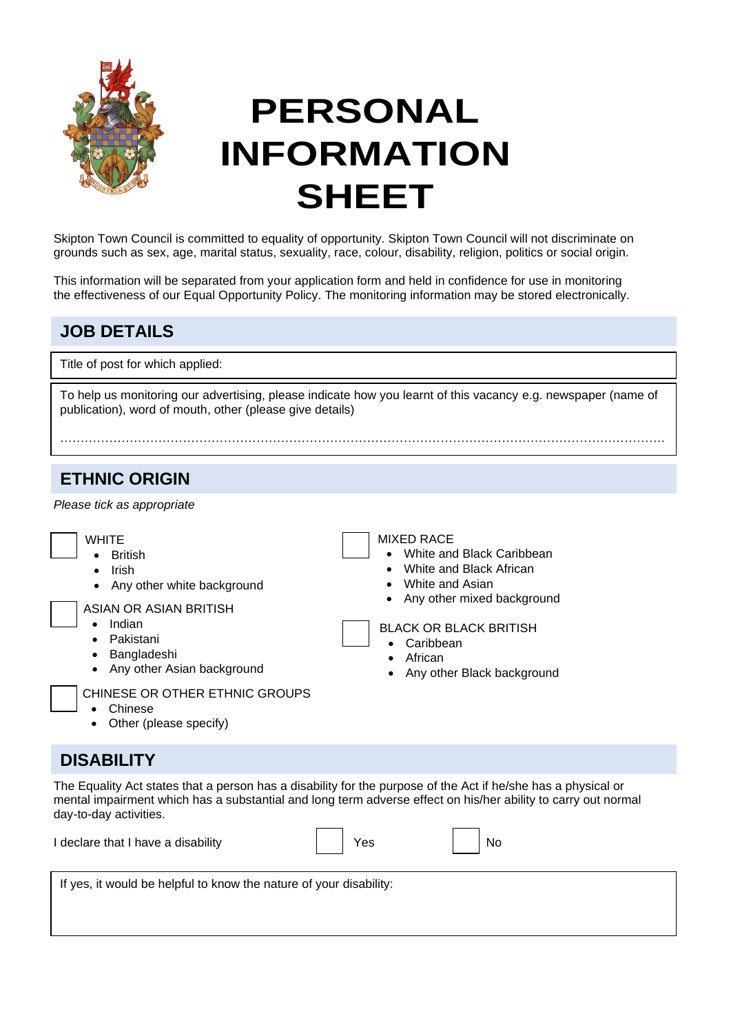# PERSONAL INFORMATION SHEET

Skipton Town Council is committed to equality of opportunity. Skipton Town Council will not discriminate on grounds such as sex, age, marital status, sexuality, race, colour, disability, religion, politics or social origin.

This information will be separated from your application form and held in confidence for use in monitoring the effectiveness of our Equal Opportunity Policy. The monitoring information may be stored electronically.

## JOB DETAILS

Title of post for which applied:

To help us monitoring our advertising, please indicate how you learnt of this vacancy e.g. newspaper (name of publication), word of mouth, other (please give details)

…………………………………………………………………………………………………………………………………

## ETHNIC ORIGIN

*Please tick as appropriate*

☐ WHITE
- British
- Irish
- Any other white background

☐ ASIAN OR ASIAN BRITISH
- Indian
- Pakistani
- Bangladeshi
- Any other Asian background

☐ CHINESE OR OTHER ETHNIC GROUPS
- Chinese
- Other (please specify)

☐ MIXED RACE
- White and Black Caribbean
- White and Black African
- White and Asian
- Any other mixed background

☐ BLACK OR BLACK BRITISH
- Caribbean
- African
- Any other Black background

## DISABILITY

The Equality Act states that a person has a disability for the purpose of the Act if he/she has a physical or mental impairment which has a substantial and long term adverse effect on his/her ability to carry out normal day-to-day activities.

I declare that I have a disability ☐ Yes ☐ No

If yes, it would be helpful to know the nature of your disability: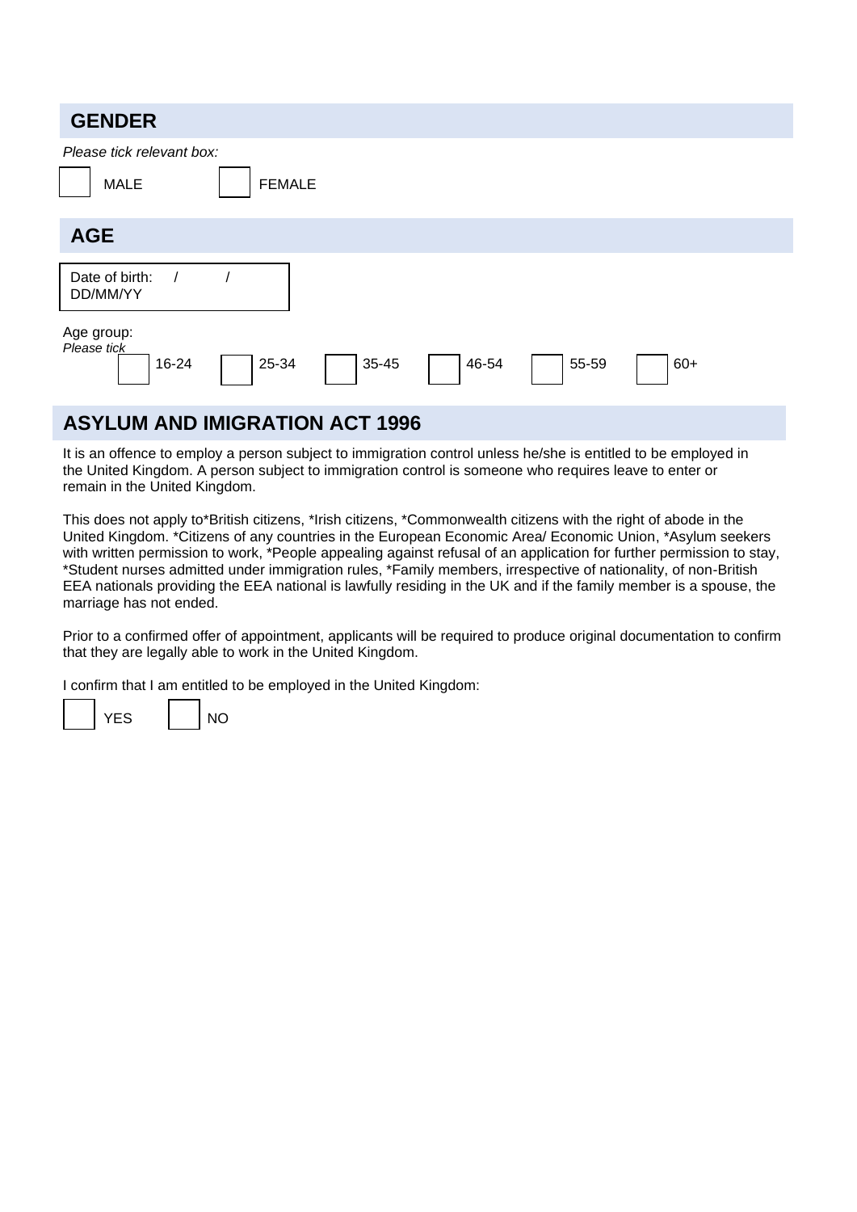## GENDER

*Please tick relevant box:*

☐ MALE ☐ FEMALE

## AGE

Date of birth: / /
DD/MM/YY

Age group:
*Please tick*

☐ 16-24 ☐ 25-34 ☐ 35-45 ☐ 46-54 ☐ 55-59 ☐ 60+

## ASYLUM AND IMIGRATION ACT 1996

It is an offence to employ a person subject to immigration control unless he/she is entitled to be employed in the United Kingdom. A person subject to immigration control is someone who requires leave to enter or remain in the United Kingdom.

This does not apply to*British citizens, *Irish citizens, *Commonwealth citizens with the right of abode in the United Kingdom. *Citizens of any countries in the European Economic Area/ Economic Union, *Asylum seekers with written permission to work, *People appealing against refusal of an application for further permission to stay, *Student nurses admitted under immigration rules, *Family members, irrespective of nationality, of non-British EEA nationals providing the EEA national is lawfully residing in the UK and if the family member is a spouse, the marriage has not ended.

Prior to a confirmed offer of appointment, applicants will be required to produce original documentation to confirm that they are legally able to work in the United Kingdom.

I confirm that I am entitled to be employed in the United Kingdom:

☐ YES ☐ NO